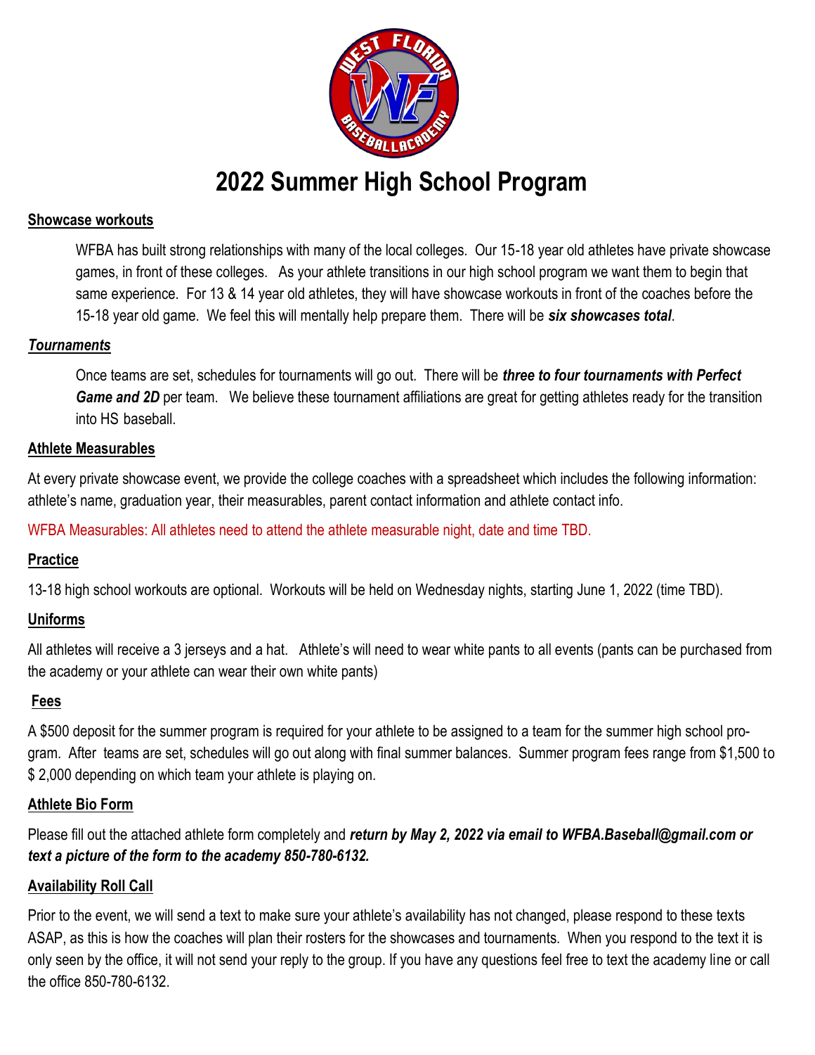# 2022 Summer High School Program

**Showcase workouts**

WFBA has built strong relationships with many of the local colleges. Our 15-18 year old athletes have private showcase games, in front of these colleges. As your athlete transitions in our high school program we want them to begin that same experience. For 13 & 14 year old athletes, they will have showcase workouts in front of the coaches before the 15-18 year old game. We feel this will mentally help prepare them. There will be ***six showcases total***.

***Tournaments***

Once teams are set, schedules for tournaments will go out. There will be ***three to four tournaments with Perfect Game and 2D*** per team. We believe these tournament affiliations are great for getting athletes ready for the transition into HS baseball.

**Athlete Measurables**

At every private showcase event, we provide the college coaches with a spreadsheet which includes the following information: athlete's name, graduation year, their measurables, parent contact information and athlete contact info.

WFBA Measurables: All athletes need to attend the athlete measurable night, date and time TBD.

**Practice**

13-18 high school workouts are optional. Workouts will be held on Wednesday nights, starting June 1, 2022 (time TBD).

**Uniforms**

All athletes will receive a 3 jerseys and a hat. Athlete's will need to wear white pants to all events (pants can be purchased from the academy or your athlete can wear their own white pants)

**Fees**

A $500 deposit for the summer program is required for your athlete to be assigned to a team for the summer high school program. After teams are set, schedules will go out along with final summer balances. Summer program fees range from $1,500 to $ 2,000 depending on which team your athlete is playing on.

**Athlete Bio Form**

Please fill out the attached athlete form completely and ***return by May 2, 2022 via email to WFBA.Baseball@gmail.com or text a picture of the form to the academy 850-780-6132.***

**Availability Roll Call**

Prior to the event, we will send a text to make sure your athlete's availability has not changed, please respond to these texts ASAP, as this is how the coaches will plan their rosters for the showcases and tournaments. When you respond to the text it is only seen by the office, it will not send your reply to the group. If you have any questions feel free to text the academy line or call the office 850-780-6132.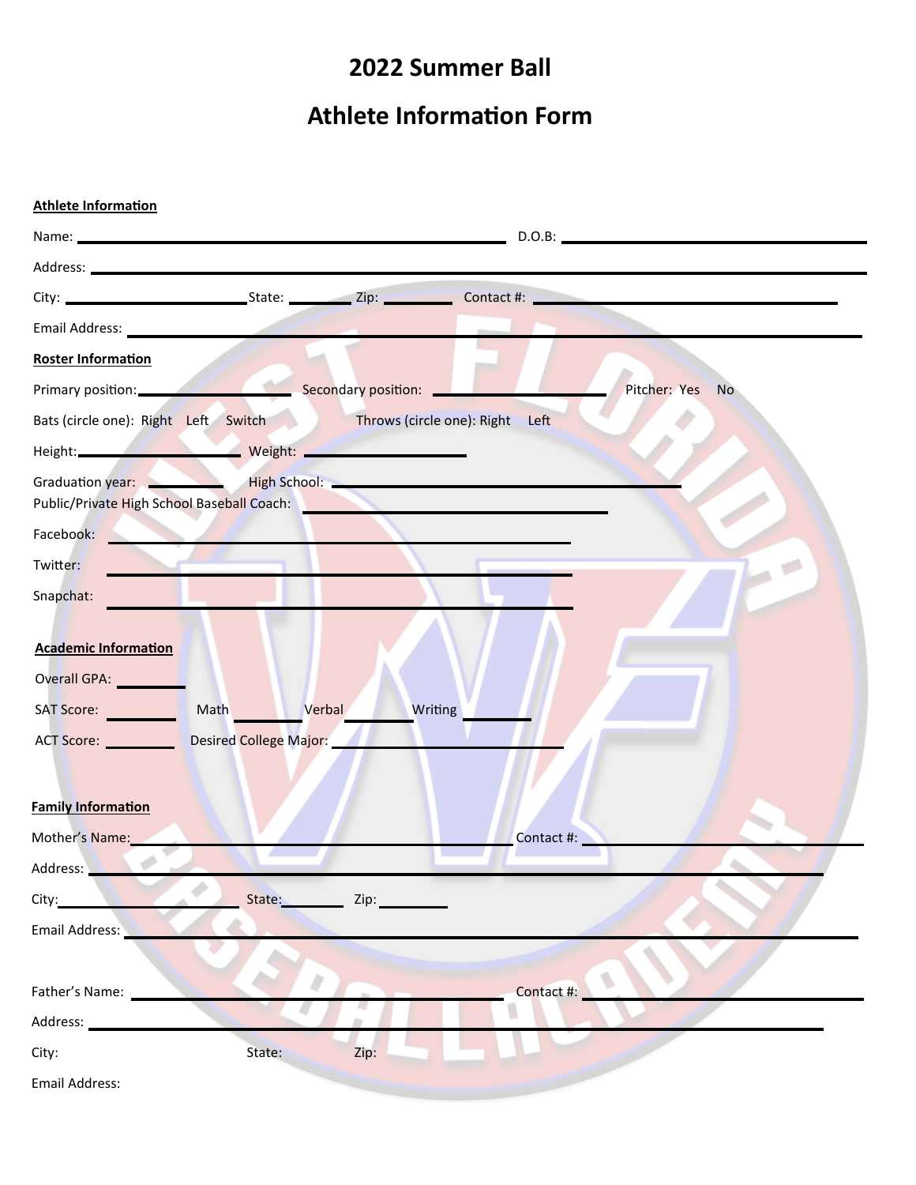# 2022 Summer Ball

## Athlete Information Form

**Athlete Information**

Name: ______________________________ D.O.B: ______________________________

Address: ______________________________

City: ______________ State: ________ Zip: ________ Contact #: ______________________________

Email Address: ______________________________

**Roster Information**

Primary position: ______________ Secondary position: ______________ Pitcher: Yes No

Bats (circle one): Right Left Switch Throws (circle one): Right Left

Height: ______________ Weight: ______________

Graduation year: ________ High School: ______________________________

Public/Private High School Baseball Coach: ______________________________

Facebook: ______________________________

Twitter: ______________________________

Snapchat: ______________________________

**Academic Information**

Overall GPA: ________

SAT Score: ________ Math ________ Verbal ________ Writing ________

ACT Score: ________ Desired College Major: ______________________________

**Family Information**

Mother's Name: ______________________________ Contact #: ______________________________

Address: ______________________________

City: ______________ State: ________ Zip: ________

Email Address: ______________________________

Father's Name: ______________________________ Contact #: ______________________________

Address: ______________________________

City: State: Zip:

Email Address: